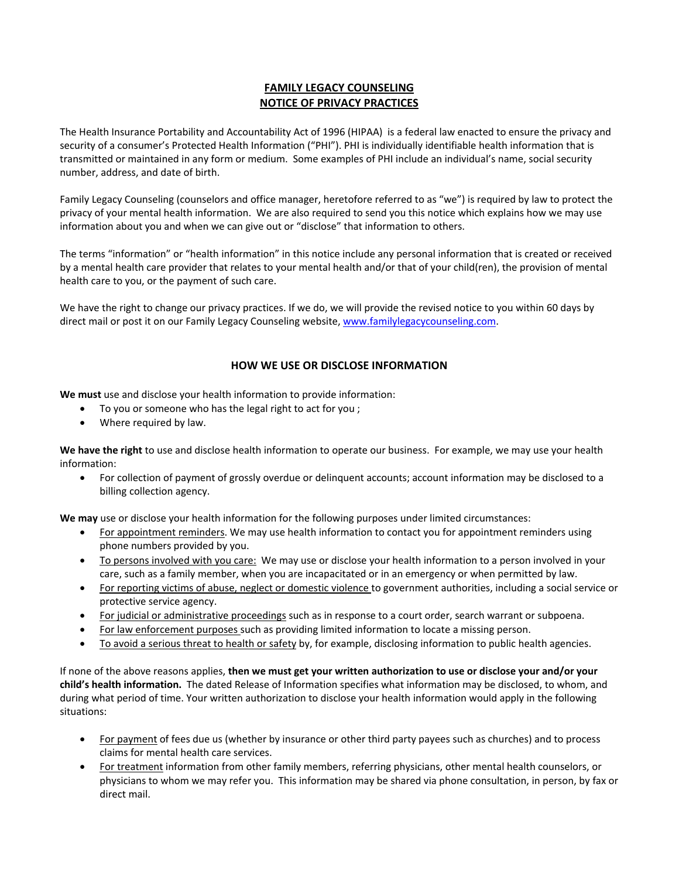# FAMILY LEGACY COUNSELING
# NOTICE OF PRIVACY PRACTICES

The Health Insurance Portability and Accountability Act of 1996 (HIPAA) is a federal law enacted to ensure the privacy and security of a consumer's Protected Health Information ("PHI"). PHI is individually identifiable health information that is transmitted or maintained in any form or medium. Some examples of PHI include an individual's name, social security number, address, and date of birth.

Family Legacy Counseling (counselors and office manager, heretofore referred to as "we") is required by law to protect the privacy of your mental health information. We are also required to send you this notice which explains how we may use information about you and when we can give out or "disclose" that information to others.

The terms "information" or "health information" in this notice include any personal information that is created or received by a mental health care provider that relates to your mental health and/or that of your child(ren), the provision of mental health care to you, or the payment of such care.

We have the right to change our privacy practices. If we do, we will provide the revised notice to you within 60 days by direct mail or post it on our Family Legacy Counseling website, www.familylegacycounseling.com.

## HOW WE USE OR DISCLOSE INFORMATION

**We must** use and disclose your health information to provide information:

- To you or someone who has the legal right to act for you ;
- Where required by law.

**We have the right** to use and disclose health information to operate our business. For example, we may use your health information:

- For collection of payment of grossly overdue or delinquent accounts; account information may be disclosed to a billing collection agency.

**We may** use or disclose your health information for the following purposes under limited circumstances:

- For appointment reminders. We may use health information to contact you for appointment reminders using phone numbers provided by you.
- To persons involved with you care: We may use or disclose your health information to a person involved in your care, such as a family member, when you are incapacitated or in an emergency or when permitted by law.
- For reporting victims of abuse, neglect or domestic violence to government authorities, including a social service or protective service agency.
- For judicial or administrative proceedings such as in response to a court order, search warrant or subpoena.
- For law enforcement purposes such as providing limited information to locate a missing person.
- To avoid a serious threat to health or safety by, for example, disclosing information to public health agencies.

If none of the above reasons applies, **then we must get your written authorization to use or disclose your and/or your child's health information.** The dated Release of Information specifies what information may be disclosed, to whom, and during what period of time. Your written authorization to disclose your health information would apply in the following situations:

- For payment of fees due us (whether by insurance or other third party payees such as churches) and to process claims for mental health care services.
- For treatment information from other family members, referring physicians, other mental health counselors, or physicians to whom we may refer you. This information may be shared via phone consultation, in person, by fax or direct mail.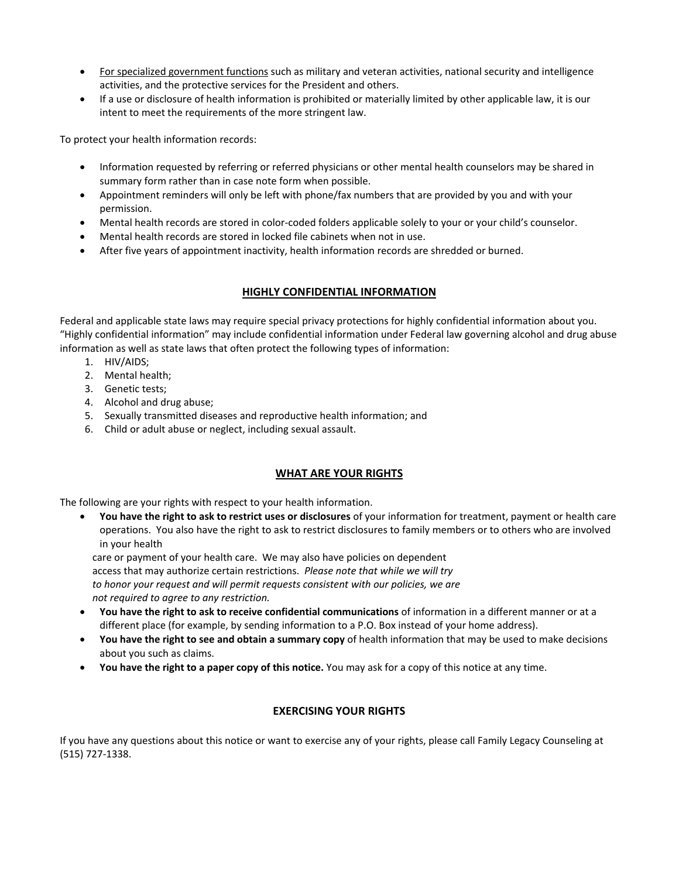- For specialized government functions such as military and veteran activities, national security and intelligence activities, and the protective services for the President and others.
- If a use or disclosure of health information is prohibited or materially limited by other applicable law, it is our intent to meet the requirements of the more stringent law.

To protect your health information records:

- Information requested by referring or referred physicians or other mental health counselors may be shared in summary form rather than in case note form when possible.
- Appointment reminders will only be left with phone/fax numbers that are provided by you and with your permission.
- Mental health records are stored in color-coded folders applicable solely to your or your child's counselor.
- Mental health records are stored in locked file cabinets when not in use.
- After five years of appointment inactivity, health information records are shredded or burned.

## HIGHLY CONFIDENTIAL INFORMATION

Federal and applicable state laws may require special privacy protections for highly confidential information about you. "Highly confidential information" may include confidential information under Federal law governing alcohol and drug abuse information as well as state laws that often protect the following types of information:

1. HIV/AIDS;
2. Mental health;
3. Genetic tests;
4. Alcohol and drug abuse;
5. Sexually transmitted diseases and reproductive health information; and
6. Child or adult abuse or neglect, including sexual assault.

## WHAT ARE YOUR RIGHTS

The following are your rights with respect to your health information.

- **You have the right to ask to restrict uses or disclosures** of your information for treatment, payment or health care operations. You also have the right to ask to restrict disclosures to family members or to others who are involved in your health care or payment of your health care. We may also have policies on dependent access that may authorize certain restrictions. *Please note that while we will try to honor your request and will permit requests consistent with our policies, we are not required to agree to any restriction.*
- **You have the right to ask to receive confidential communications** of information in a different manner or at a different place (for example, by sending information to a P.O. Box instead of your home address).
- **You have the right to see and obtain a summary copy** of health information that may be used to make decisions about you such as claims.
- **You have the right to a paper copy of this notice.** You may ask for a copy of this notice at any time.

## EXERCISING YOUR RIGHTS

If you have any questions about this notice or want to exercise any of your rights, please call Family Legacy Counseling at (515) 727-1338.